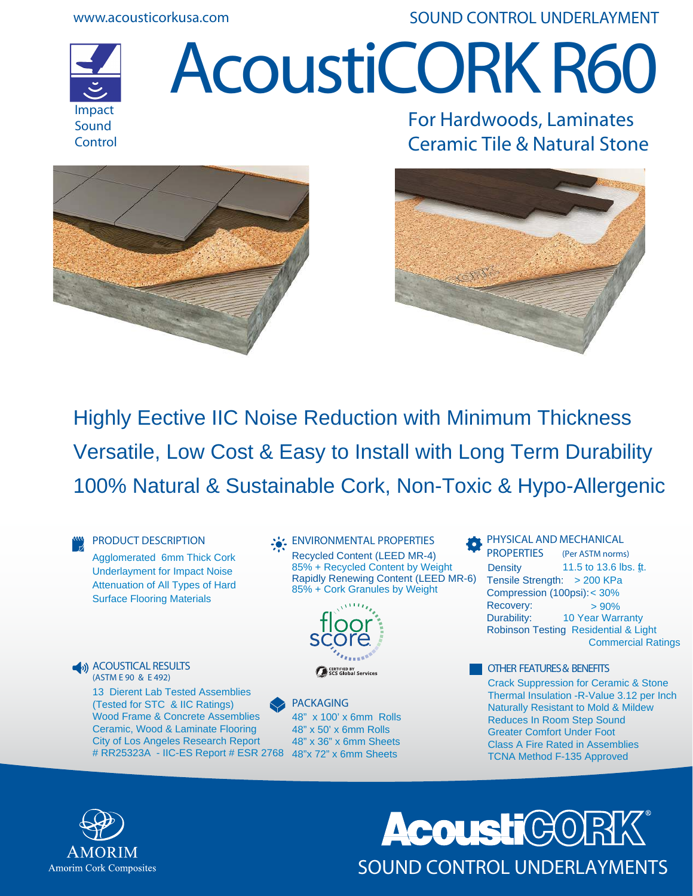www.acousticorkusa.com

SOUND CONTROL UNDERLAYMENT

Impact Sound Control

# AcoustiCORK R60

## For Hardwoods, Laminates Ceramic Tile & Natural Stone

Highly Eective IIC Noise Reduction with Minimum Thickness

Versatile, Low Cost & Easy to Install with Long Term Durability

100% Natural & Sustainable Cork, Non-Toxic & Hypo-Allergenic

### PRODUCT DESCRIPTION

Agglomerated 6mm Thick Cork Underlayment for Impact Noise Attenuation of All Types of Hard Surface Flooring Materials

### ACOUSTICAL RESULTS

(ASTM E 90 & E 492)

13 Dierent Lab Tested Assemblies
(Tested for STC & IIC Ratings)
Wood Frame & Concrete Assemblies
Ceramic, Wood & Laminate Flooring
City of Los Angeles Research Report
# RR25323A - IIC-ES Report # ESR 2768

### ENVIRONMENTAL PROPERTIES

Recycled Content (LEED MR-4)
85% + Recycled Content by Weight
Rapidly Renewing Content (LEED MR-6)
85% + Cork Granules by Weight

floor score

CERTIFIED BY SCS Global Services

### PACKAGING

48" x 100' x 6mm Rolls
48" x 50' x 6mm Rolls
48" x 36" x 6mm Sheets
48"x 72" x 6mm Sheets

### PHYSICAL AND MECHANICAL PROPERTIES

(Per ASTM norms)

| Property | Value |
|---|---|
| Density | 11.5 to 13.6 lbs. ft. |
| Tensile Strength: | > 200 KPa |
| Compression (100psi): | < 30% |
| Recovery: | > 90% |
| Durability: | 10 Year Warranty |
| Robinson Testing | Residential & Light Commercial Ratings |

### OTHER FEATURES & BENEFITS

Crack Suppression for Ceramic & Stone
Thermal Insulation -R-Value 3.12 per Inch
Naturally Resistant to Mold & Mildew
Reduces In Room Step Sound
Greater Comfort Under Foot
Class A Fire Rated in Assemblies
TCNA Method F-135 Approved

AMORIM
Amorim Cork Composites

AcoustiCORK®
SOUND CONTROL UNDERLAYMENTS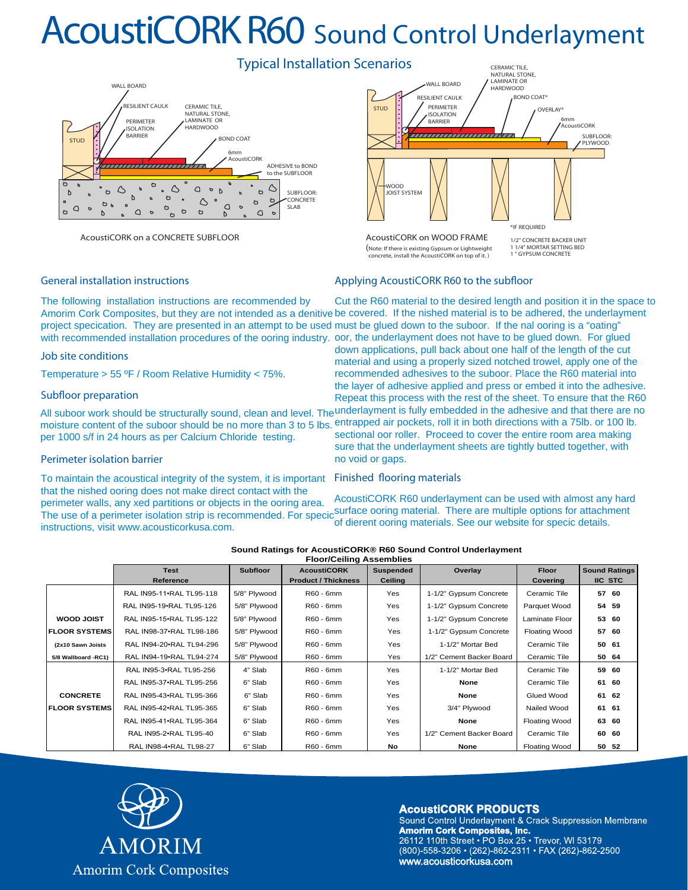# AcoustiCORK R60 Sound Control Underlayment

## Typical Installation Scenarios

WALL BOARD
RESILIENT CAULK
PERIMETER ISOLATION BARRIER
STUD
CERAMIC TILE, NATURAL STONE, LAMINATE OR HARDWOOD
BOND COAT
6mm AcoustiCORK
ADHESIVE to BOND to the SUBFLOOR
SUBFLOOR: CONCRETE SLAB

AcoustiCORK on a CONCRETE SUBFLOOR

CERAMIC TILE, NATURAL STONE, LAMINATE OR HARDWOOD
WALL BOARD
RESILIENT CAULK
BOND COAT*
PERIMETER ISOLATION BARRIER
OVERLAY*
STUD
6mm AcoustiCORK
SUBFLOOR: PLYWOOD
WOOD JOIST SYSTEM

AcoustiCORK on WOOD FRAME

(Note: If there is existing Gypsum or Lightweight concrete, install the AcoustiCORK on top of it.)

*IF REQUIRED
1/2" CONCRETE BACKER UNIT
1 1/4" MORTAR SETTING BED
1 " GYPSUM CONCRETE

### General installation instructions

The following installation instructions are recommended by Amorim Cork Composites, but they are not intended as a denitive project specication. They are presented in an attempt to be used with recommended installation procedures of the ooring industry.

### Job site conditions

Temperature > 55 ºF / Room Relative Humidity < 75%.

### Subfloor preparation

All suboor work should be structurally sound, clean and level. The moisture content of the suboor should be no more than 3 to 5 lbs. per 1000 s/f in 24 hours as per Calcium Chloride testing.

### Perimeter isolation barrier

To maintain the acoustical integrity of the system, it is important that the nished ooring does not make direct contact with the perimeter walls, any xed partitions or objects in the ooring area. The use of a perimeter isolation strip is recommended. For specic instructions, visit www.acousticorkusa.com.

### Applying AcoustiCORK R60 to the subfloor

Cut the R60 material to the desired length and position it in the space to be covered. If the nished material is to be adhered, the underlayment must be glued down to the suboor. If the nal ooring is a "oating" oor, the underlayment does not have to be glued down. For glued down applications, pull back about one half of the length of the cut material and using a properly sized notched trowel, apply one of the recommended adhesives to the suboor. Place the R60 material into the layer of adhesive applied and press or embed it into the adhesive. Repeat this process with the rest of the sheet. To ensure that the R60 underlayment is fully embedded in the adhesive and that there are no entrapped air pockets, roll it in both directions with a 75lb. or 100 lb. sectional oor roller. Proceed to cover the entire room area making sure that the underlayment sheets are tightly butted together, with no void or gaps.

### Finished flooring materials

AcoustiCORK R60 underlayment can be used with almost any hard surface ooring material. There are multiple options for attachment of dierent ooring materials. See our website for specic details.

**Sound Ratings for AcoustiCORK® R60 Sound Control Underlayment**
**Floor/Ceiling Assemblies**

| | Test Reference | Subfloor | AcoustiCORK Product / Thickness | Suspended Ceiling | Overlay | Floor Covering | Sound Ratings IIC STC |
|---|---|---|---|---|---|---|---|
| | RAL IN95-11•RAL TL95-118 | 5/8" Plywood | R60 - 6mm | Yes | 1-1/2" Gypsum Concrete | Ceramic Tile | **57 60** |
| | RAL IN95-19•RAL TL95-126 | 5/8" Plywood | R60 - 6mm | Yes | 1-1/2" Gypsum Concrete | Parquet Wood | **54 59** |
| **WOOD JOIST** | RAL IN95-15•RAL TL95-122 | 5/8" Plywood | R60 - 6mm | Yes | 1-1/2" Gypsum Concrete | Laminate Floor | **53 60** |
| **FLOOR SYSTEMS** | RAL IN98-37•RAL TL98-186 | 5/8" Plywood | R60 - 6mm | Yes | 1-1/2" Gypsum Concrete | Floating Wood | **57 60** |
| **(2x10 Sawn Joists** | RAL IN94-20•RAL TL94-296 | 5/8" Plywood | R60 - 6mm | Yes | 1-1/2" Mortar Bed | Ceramic Tile | **50 61** |
| **5/8 Wallboard -RC1)** | RAL IN94-19•RAL TL94-274 | 5/8" Plywood | R60 - 6mm | Yes | 1/2" Cement Backer Board | Ceramic Tile | **50 64** |
| | RAL IN95-3•RAL TL95-256 | 4" Slab | R60 - 6mm | Yes | 1-1/2" Mortar Bed | Ceramic Tile | **59 60** |
| | RAL IN95-37•RAL TL95-256 | 6" Slab | R60 - 6mm | Yes | **None** | Ceramic Tile | **61 60** |
| **CONCRETE** | RAL IN95-43•RAL TL95-366 | 6" Slab | R60 - 6mm | Yes | **None** | Glued Wood | **61 62** |
| **FLOOR SYSTEMS** | RAL IN95-42•RAL TL95-365 | 6" Slab | R60 - 6mm | Yes | 3/4" Plywood | Nailed Wood | **61 61** |
| | RAL IN95-41•RAL TL95-364 | 6" Slab | R60 - 6mm | Yes | **None** | Floating Wood | **63 60** |
| | RAL IN95-2•RAL TL95-40 | 6" Slab | R60 - 6mm | Yes | 1/2" Cement Backer Board | Ceramic Tile | **60 60** |
| | RAL IN98-4•RAL TL98-27 | 6" Slab | R60 - 6mm | **No** | **None** | Floating Wood | **50 52** |

AMORIM
Amorim Cork Composites

**AcoustiCORK PRODUCTS**
Sound Control Underlayment & Crack Suppression Membrane
**Amorim Cork Composites, Inc.**
26112 110th Street • PO Box 25 • Trevor, WI 53179
(800)-558-3206 • (262)-862-2311 • FAX (262)-862-2500
**www.acousticorkusa.com**